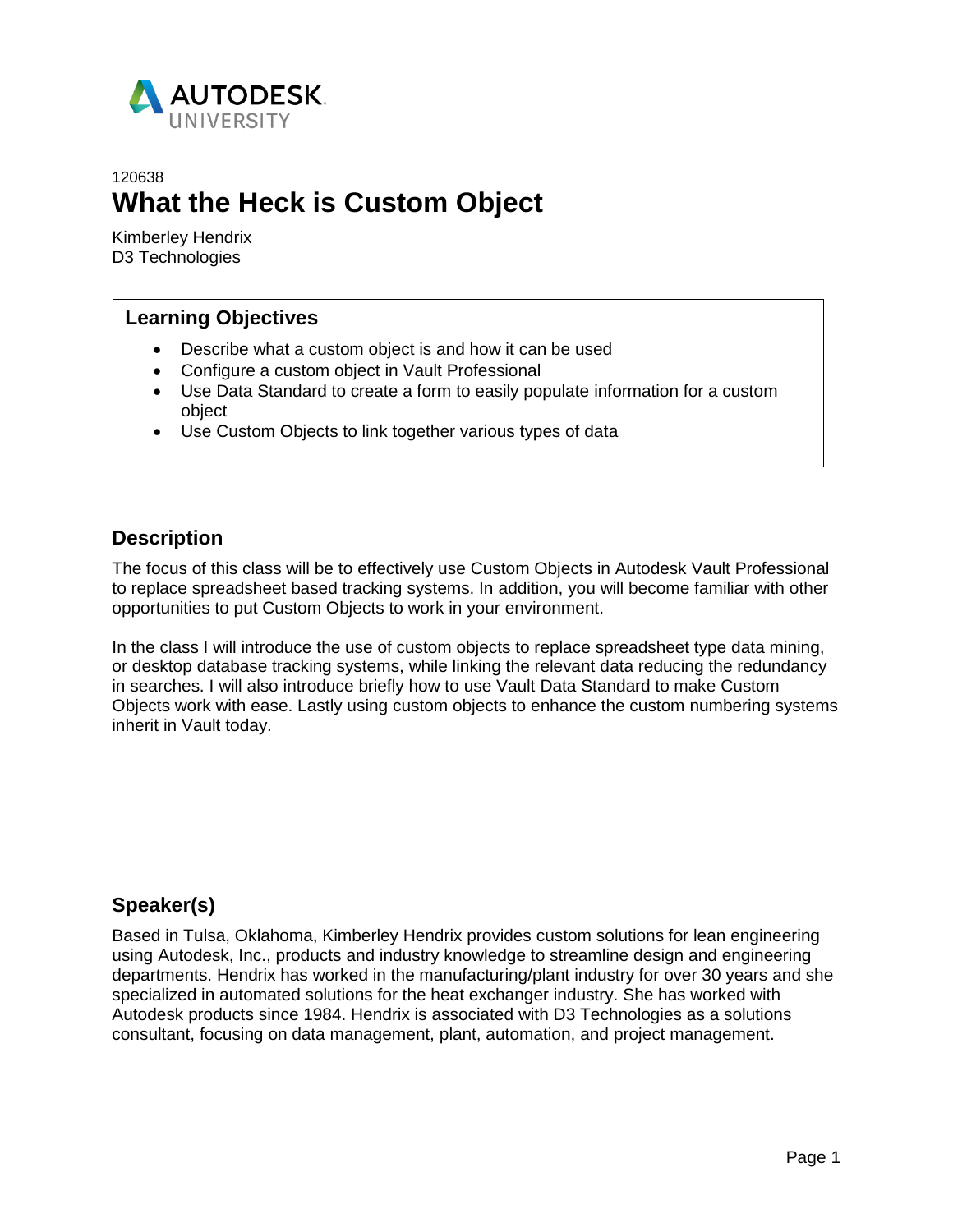AUTODESK UNIVERSITY

120638

# What the Heck is Custom Object

Kimberley Hendrix
D3 Technologies

## Learning Objectives

- Describe what a custom object is and how it can be used
- Configure a custom object in Vault Professional
- Use Data Standard to create a form to easily populate information for a custom object
- Use Custom Objects to link together various types of data

## Description

The focus of this class will be to effectively use Custom Objects in Autodesk Vault Professional to replace spreadsheet based tracking systems. In addition, you will become familiar with other opportunities to put Custom Objects to work in your environment.

In the class I will introduce the use of custom objects to replace spreadsheet type data mining, or desktop database tracking systems, while linking the relevant data reducing the redundancy in searches. I will also introduce briefly how to use Vault Data Standard to make Custom Objects work with ease. Lastly using custom objects to enhance the custom numbering systems inherit in Vault today.

## Speaker(s)

Based in Tulsa, Oklahoma, Kimberley Hendrix provides custom solutions for lean engineering using Autodesk, Inc., products and industry knowledge to streamline design and engineering departments. Hendrix has worked in the manufacturing/plant industry for over 30 years and she specialized in automated solutions for the heat exchanger industry. She has worked with Autodesk products since 1984. Hendrix is associated with D3 Technologies as a solutions consultant, focusing on data management, plant, automation, and project management.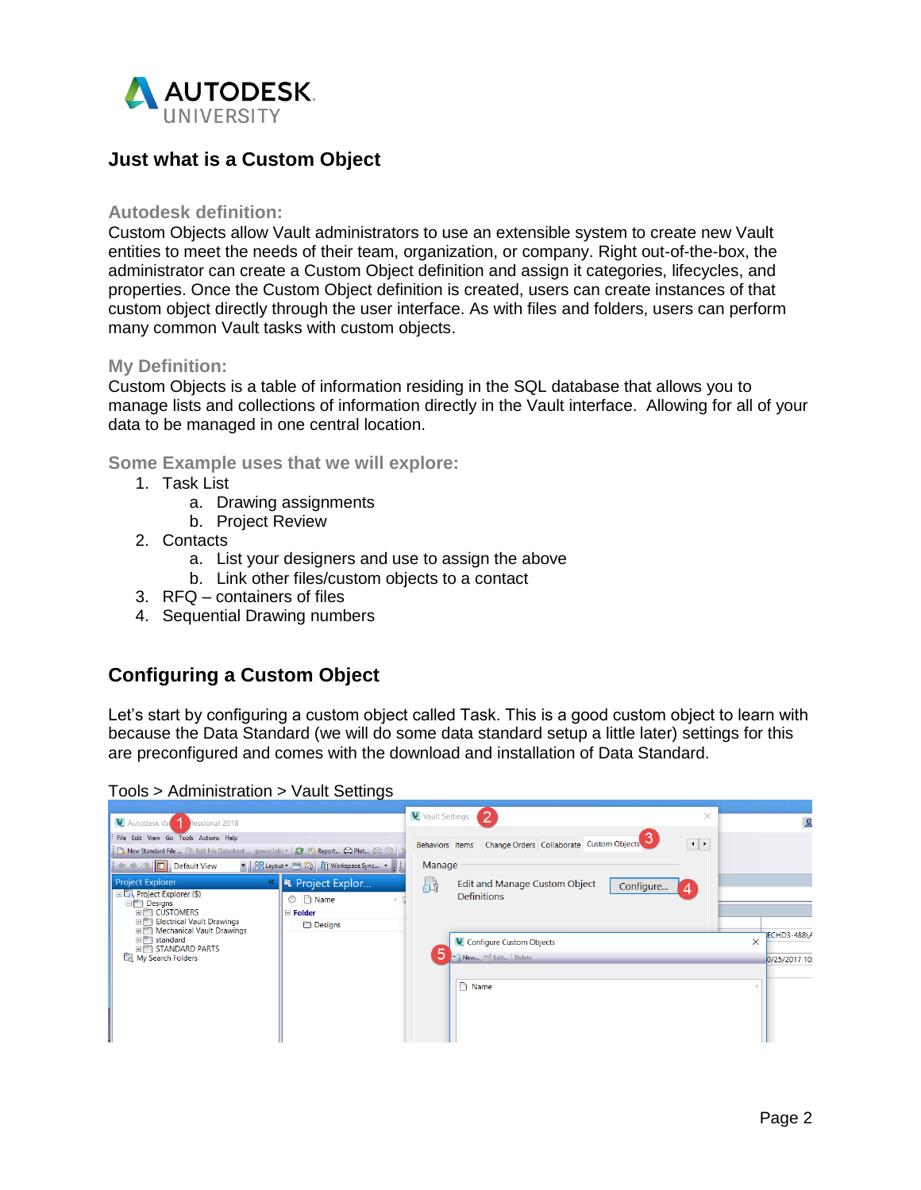## Just what is a Custom Object

### Autodesk definition:

Custom Objects allow Vault administrators to use an extensible system to create new Vault entities to meet the needs of their team, organization, or company. Right out-of-the-box, the administrator can create a Custom Object definition and assign it categories, lifecycles, and properties. Once the Custom Object definition is created, users can create instances of that custom object directly through the user interface. As with files and folders, users can perform many common Vault tasks with custom objects.

### My Definition:

Custom Objects is a table of information residing in the SQL database that allows you to manage lists and collections of information directly in the Vault interface. Allowing for all of your data to be managed in one central location.

### Some Example uses that we will explore:

1. Task List
   a. Drawing assignments
   b. Project Review
2. Contacts
   a. List your designers and use to assign the above
   b. Link other files/custom objects to a contact
3. RFQ – containers of files
4. Sequential Drawing numbers

## Configuring a Custom Object

Let's start by configuring a custom object called Task. This is a good custom object to learn with because the Data Standard (we will do some data standard setup a little later) settings for this are preconfigured and comes with the download and installation of Data Standard.

Tools > Administration > Vault Settings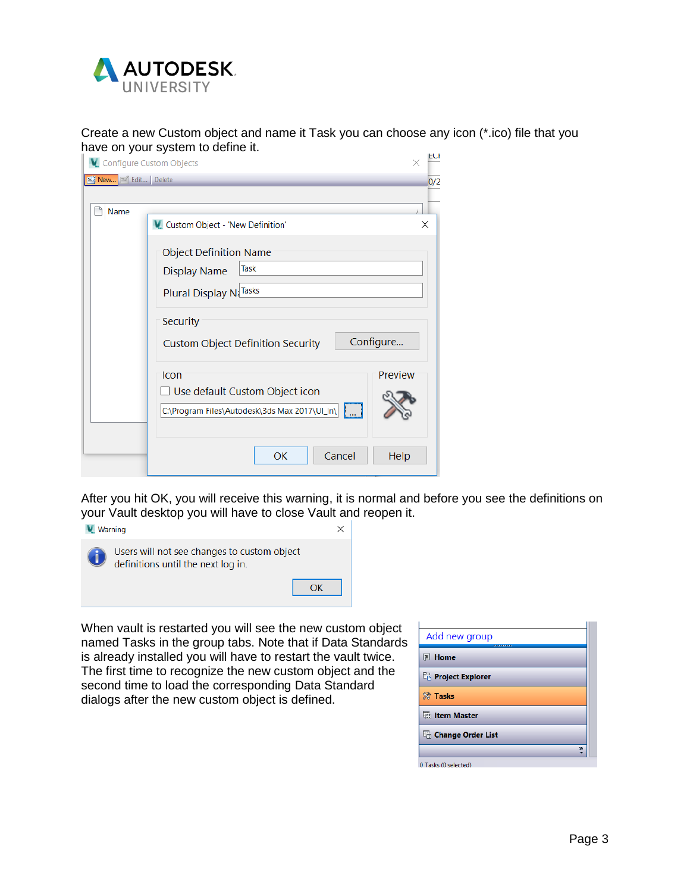Create a new Custom object and name it Task you can choose any icon (*.ico) file that you have on your system to define it.

After you hit OK, you will receive this warning, it is normal and before you see the definitions on your Vault desktop you will have to close Vault and reopen it.

When vault is restarted you will see the new custom object named Tasks in the group tabs. Note that if Data Standards is already installed you will have to restart the vault twice. The first time to recognize the new custom object and the second time to load the corresponding Data Standard dialogs after the new custom object is defined.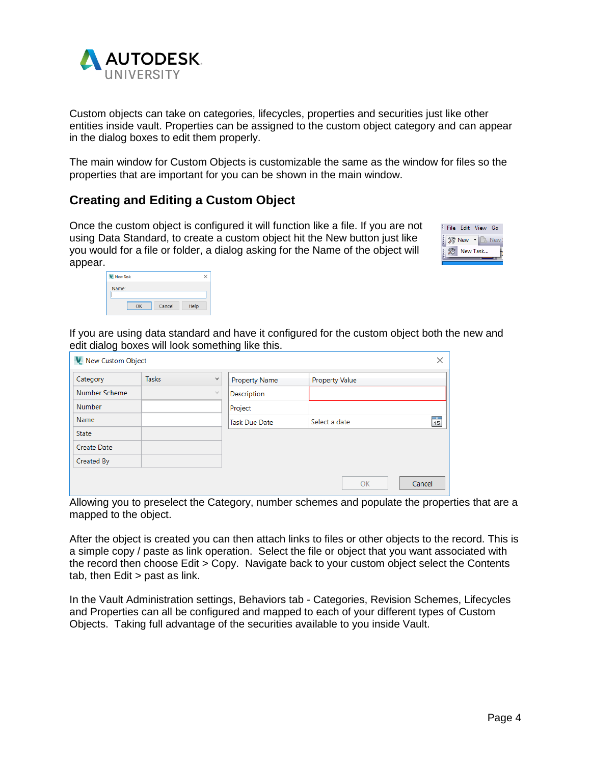Custom objects can take on categories, lifecycles, properties and securities just like other entities inside vault. Properties can be assigned to the custom object category and can appear in the dialog boxes to edit them properly.

The main window for Custom Objects is customizable the same as the window for files so the properties that are important for you can be shown in the main window.

## Creating and Editing a Custom Object

Once the custom object is configured it will function like a file. If you are not using Data Standard, to create a custom object hit the New button just like you would for a file or folder, a dialog asking for the Name of the object will appear.

If you are using data standard and have it configured for the custom object both the new and edit dialog boxes will look something like this.

Allowing you to preselect the Category, number schemes and populate the properties that are a mapped to the object.

After the object is created you can then attach links to files or other objects to the record. This is a simple copy / paste as link operation. Select the file or object that you want associated with the record then choose Edit > Copy. Navigate back to your custom object select the Contents tab, then Edit > past as link.

In the Vault Administration settings, Behaviors tab - Categories, Revision Schemes, Lifecycles and Properties can all be configured and mapped to each of your different types of Custom Objects. Taking full advantage of the securities available to you inside Vault.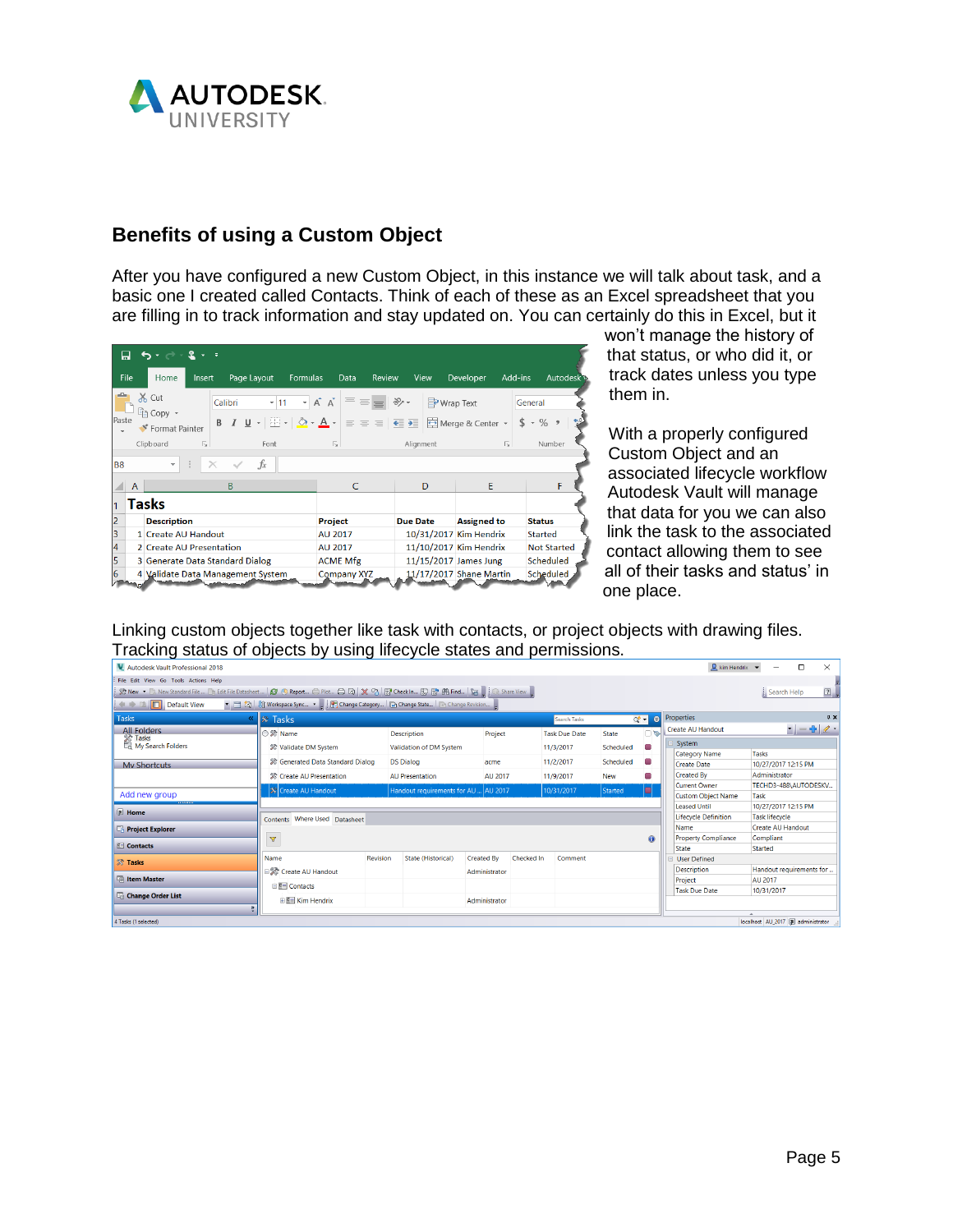## Benefits of using a Custom Object

After you have configured a new Custom Object, in this instance we will talk about task, and a basic one I created called Contacts. Think of each of these as an Excel spreadsheet that you are filling in to track information and stay updated on. You can certainly do this in Excel, but it won't manage the history of that status, or who did it, or track dates unless you type them in.

With a properly configured Custom Object and an associated lifecycle workflow Autodesk Vault will manage that data for you we can also link the task to the associated contact allowing them to see all of their tasks and status' in one place.

Linking custom objects together like task with contacts, or project objects with drawing files. Tracking status of objects by using lifecycle states and permissions.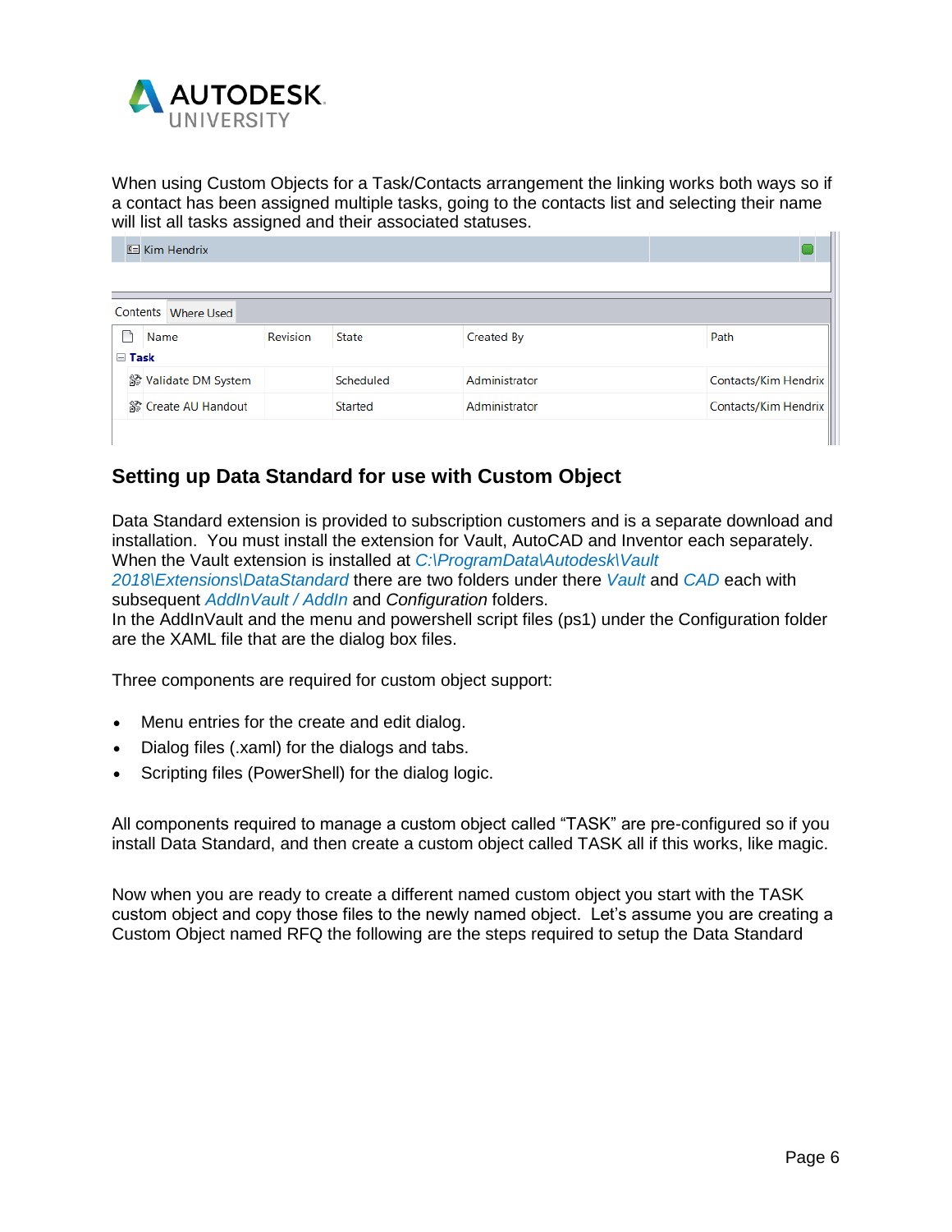When using Custom Objects for a Task/Contacts arrangement the linking works both ways so if a contact has been assigned multiple tasks, going to the contacts list and selecting their name will list all tasks assigned and their associated statuses.

Kim Hendrix

Contents | Where Used

| Name | Revision | State | Created By | Path |
|---|---|---|---|---|
| **Task** | | | | |
| Validate DM System | | Scheduled | Administrator | Contacts/Kim Hendrix |
| Create AU Handout | | Started | Administrator | Contacts/Kim Hendrix |

## Setting up Data Standard for use with Custom Object

Data Standard extension is provided to subscription customers and is a separate download and installation. You must install the extension for Vault, AutoCAD and Inventor each separately. When the Vault extension is installed at *C:\ProgramData\Autodesk\Vault 2018\Extensions\DataStandard* there are two folders under there *Vault* and *CAD* each with subsequent *AddInVault / AddIn* and *Configuration* folders.
In the AddInVault and the menu and powershell script files (ps1) under the Configuration folder are the XAML file that are the dialog box files.

Three components are required for custom object support:

- Menu entries for the create and edit dialog.
- Dialog files (.xaml) for the dialogs and tabs.
- Scripting files (PowerShell) for the dialog logic.

All components required to manage a custom object called “TASK” are pre-configured so if you install Data Standard, and then create a custom object called TASK all if this works, like magic.

Now when you are ready to create a different named custom object you start with the TASK custom object and copy those files to the newly named object. Let’s assume you are creating a Custom Object named RFQ the following are the steps required to setup the Data Standard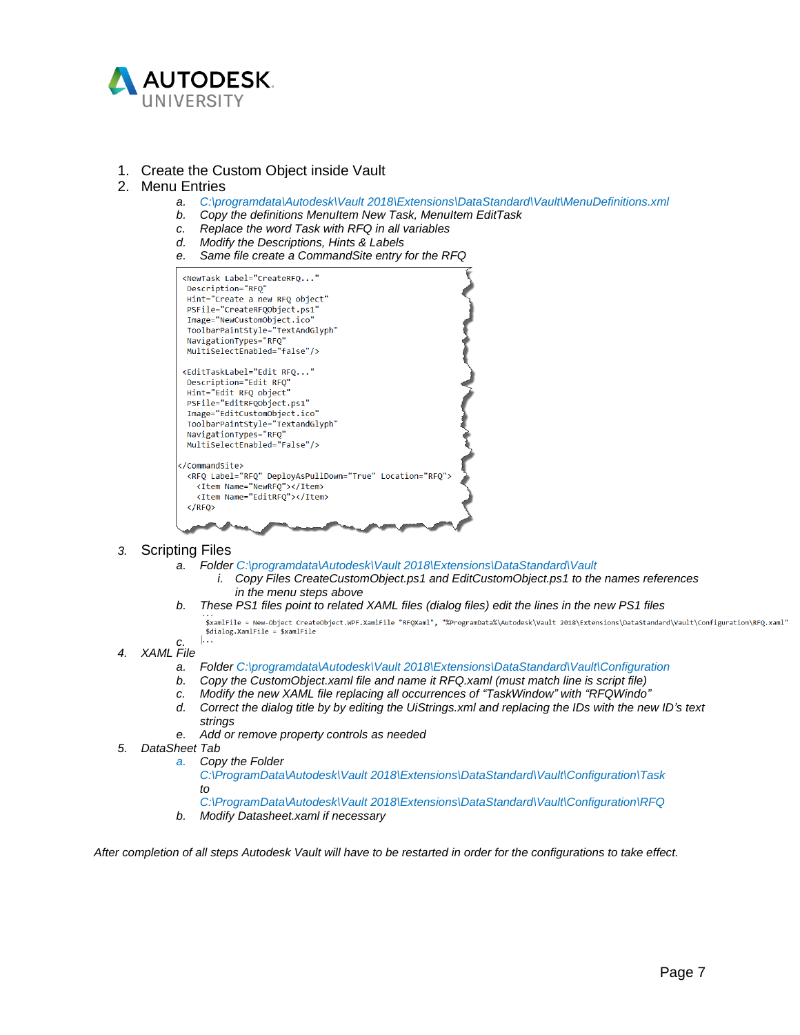1. Create the Custom Object inside Vault
2. Menu Entries
   a. *C:\programdata\Autodesk\Vault 2018\Extensions\DataStandard\Vault\MenuDefinitions.xml*
   b. *Copy the definitions MenuItem New Task, MenuItem EditTask*
   c. *Replace the word Task with RFQ in all variables*
   d. *Modify the Descriptions, Hints & Labels*
   e. *Same file create a CommandSite entry for the RFQ*

```
<NewTask Label="CreateRFQ..."
 Description="RFQ"
 Hint="Create a new RFQ object"
 PSFile="CreateRFQObject.ps1"
 Image="NewCustomObject.ico"
 ToolbarPaintStyle="TextAndGlyph"
 NavigationTypes="RFQ"
 MultiSelectEnabled="false"/>

<EditTaskLabel="Edit RFQ..."
 Description="Edit RFQ"
 Hint="Edit RFQ object"
 PSFile="EditRFQObject.ps1"
 Image="EditCustomObject.ico"
 ToolbarPaintStyle="TextandGlyph"
 NavigationTypes="RFQ"
 MultiSelectEnabled="False"/>

</CommandSite>
 <RFQ Label="RFQ" DeployAsPullDown="True" Location="RFQ">
   <Item Name="NewRFQ"></Item>
   <Item Name="EditRFQ"></Item>
 </RFQ>
```

3. Scripting Files
   a. *Folder C:\programdata\Autodesk\Vault 2018\Extensions\DataStandard\Vault*
      i. *Copy Files CreateCustomObject.ps1 and EditCustomObject.ps1 to the names references in the menu steps above*
   b. *These PS1 files point to related XAML files (dialog files) edit the lines in the new PS1 files*

```
...
$xamlFile = New-Object CreateObject.WPF.XamlFile "RFQXaml", "%ProgramData%\Autodesk\Vault 2018\Extensions\DataStandard\Vault\Configuration\RFQ.xaml"
$dialog.XamlFile = $xamlFile
|...
```

   c.
4. *XAML File*
   a. *Folder C:\programdata\Autodesk\Vault 2018\Extensions\DataStandard\Vault\Configuration*
   b. *Copy the CustomObject.xaml file and name it RFQ.xaml (must match line is script file)*
   c. *Modify the new XAML file replacing all occurrences of "TaskWindow" with "RFQWindo"*
   d. *Correct the dialog title by by editing the UiStrings.xml and replacing the IDs with the new ID's text strings*
   e. *Add or remove property controls as needed*
5. *DataSheet Tab*
   a. *Copy the Folder C:\ProgramData\Autodesk\Vault 2018\Extensions\DataStandard\Vault\Configuration\Task to C:\ProgramData\Autodesk\Vault 2018\Extensions\DataStandard\Vault\Configuration\RFQ*
   b. *Modify Datasheet.xaml if necessary*

*After completion of all steps Autodesk Vault will have to be restarted in order for the configurations to take effect.*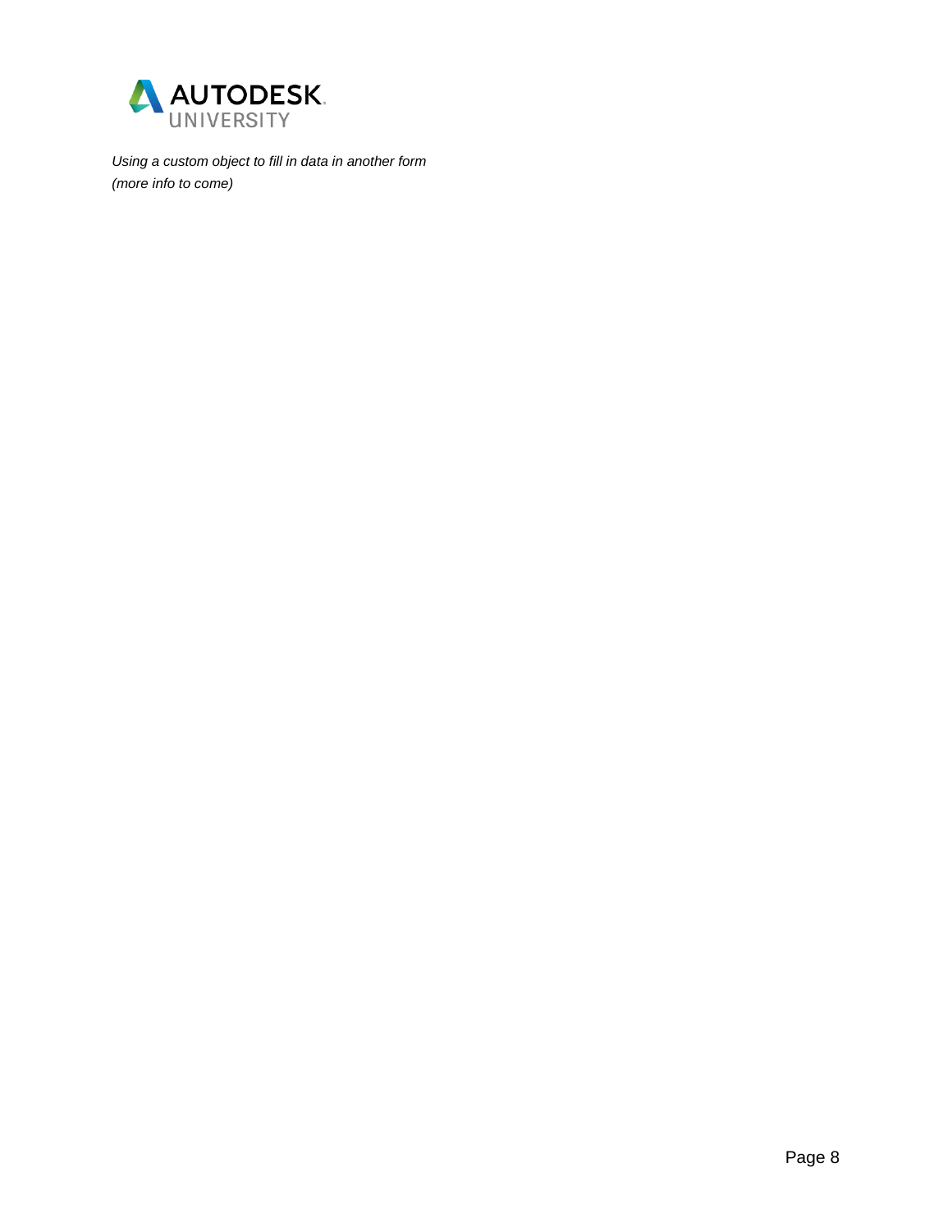*Using a custom object to fill in data in another form*
*(more info to come)*